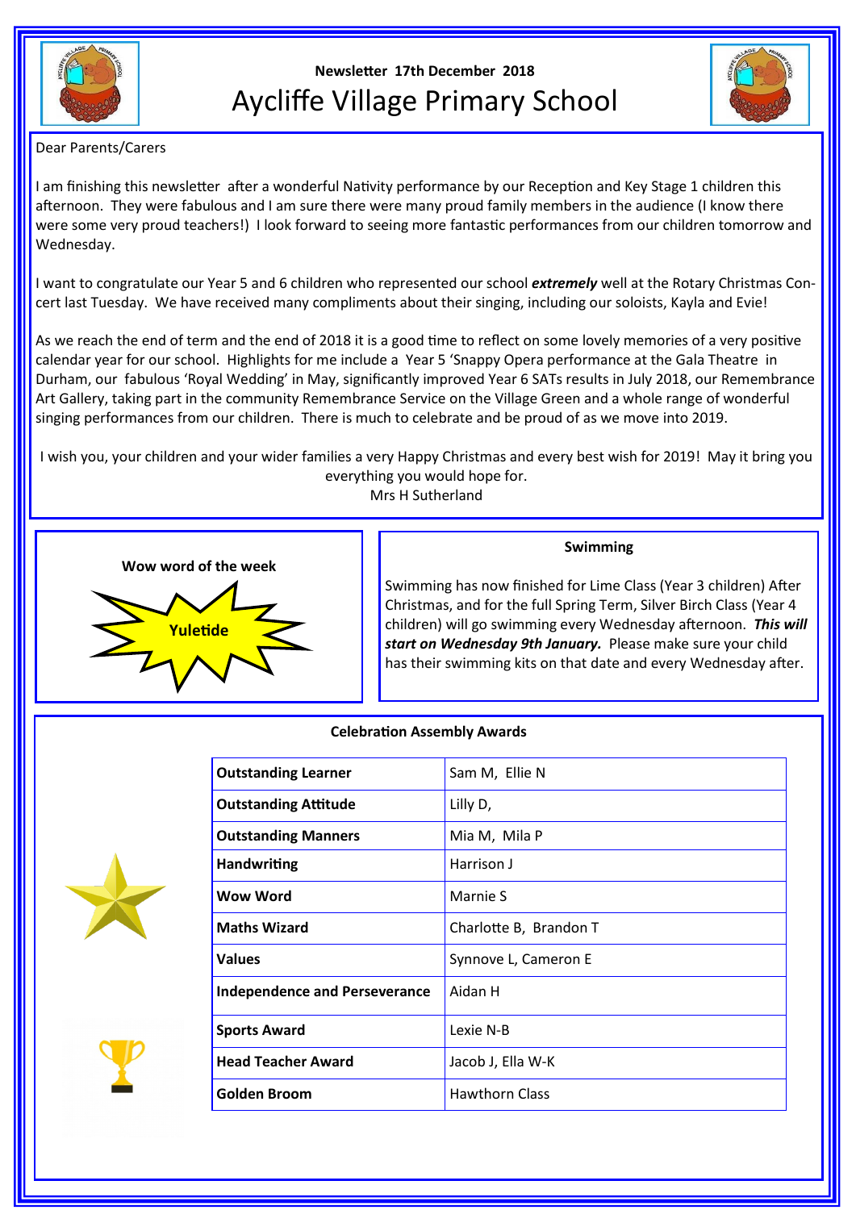Newsletter 17th December 2018

# Aycliffe Village Primary School

Dear Parents/Carers

I am finishing this newsletter after a wonderful Nativity performance by our Reception and Key Stage 1 children this afternoon. They were fabulous and I am sure there were many proud family members in the audience (I know there were some very proud teachers!) I look forward to seeing more fantastic performances from our children tomorrow and Wednesday.

I want to congratulate our Year 5 and 6 children who represented our school ***extremely*** well at the Rotary Christmas Concert last Tuesday. We have received many compliments about their singing, including our soloists, Kayla and Evie!

As we reach the end of term and the end of 2018 it is a good time to reflect on some lovely memories of a very positive calendar year for our school. Highlights for me include a Year 5 'Snappy Opera performance at the Gala Theatre in Durham, our fabulous 'Royal Wedding' in May, significantly improved Year 6 SATs results in July 2018, our Remembrance Art Gallery, taking part in the community Remembrance Service on the Village Green and a whole range of wonderful singing performances from our children. There is much to celebrate and be proud of as we move into 2019.

I wish you, your children and your wider families a very Happy Christmas and every best wish for 2019! May it bring you everything you would hope for.

Mrs H Sutherland

**Wow word of the week**

**Yuletide**

**Swimming**

Swimming has now finished for Lime Class (Year 3 children) After Christmas, and for the full Spring Term, Silver Birch Class (Year 4 children) will go swimming every Wednesday afternoon. ***This will start on Wednesday 9th January.*** Please make sure your child has their swimming kits on that date and every Wednesday after.

**Celebration Assembly Awards**

| Award | Recipients |
|---|---|
| **Outstanding Learner** | Sam M, Ellie N |
| **Outstanding Attitude** | Lilly D, |
| **Outstanding Manners** | Mia M, Mila P |
| **Handwriting** | Harrison J |
| **Wow Word** | Marnie S |
| **Maths Wizard** | Charlotte B, Brandon T |
| **Values** | Synnove L, Cameron E |
| **Independence and Perseverance** | Aidan H |
| **Sports Award** | Lexie N-B |
| **Head Teacher Award** | Jacob J, Ella W-K |
| **Golden Broom** | Hawthorn Class |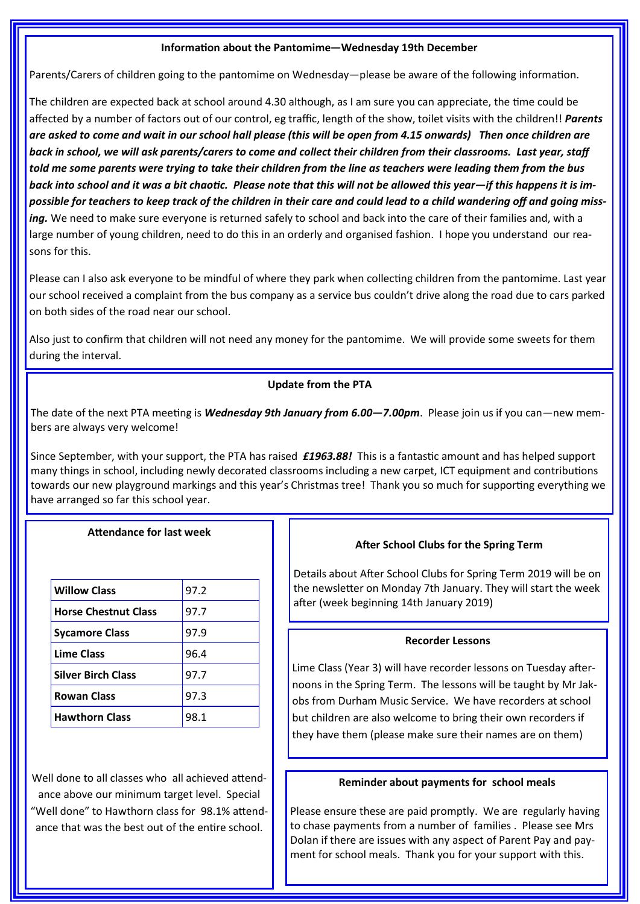### Information about the Pantomime—Wednesday 19th December

Parents/Carers of children going to the pantomime on Wednesday—please be aware of the following information.

The children are expected back at school around 4.30 although, as I am sure you can appreciate, the time could be affected by a number of factors out of our control, eg traffic, length of the show, toilet visits with the children!! ***Parents are asked to come and wait in our school hall please (this will be open from 4.15 onwards) Then once children are back in school, we will ask parents/carers to come and collect their children from their classrooms. Last year, staff told me some parents were trying to take their children from the line as teachers were leading them from the bus back into school and it was a bit chaotic. Please note that this will not be allowed this year—if this happens it is impossible for teachers to keep track of the children in their care and could lead to a child wandering off and going missing.*** We need to make sure everyone is returned safely to school and back into the care of their families and, with a large number of young children, need to do this in an orderly and organised fashion. I hope you understand our reasons for this.

Please can I also ask everyone to be mindful of where they park when collecting children from the pantomime. Last year our school received a complaint from the bus company as a service bus couldn't drive along the road due to cars parked on both sides of the road near our school.

Also just to confirm that children will not need any money for the pantomime. We will provide some sweets for them during the interval.

### Update from the PTA

The date of the next PTA meeting is ***Wednesday 9th January from 6.00—7.00pm***. Please join us if you can—new members are always very welcome!

Since September, with your support, the PTA has raised ***£1963.88!*** This is a fantastic amount and has helped support many things in school, including newly decorated classrooms including a new carpet, ICT equipment and contributions towards our new playground markings and this year's Christmas tree! Thank you so much for supporting everything we have arranged so far this school year.

### Attendance for last week

| | |
|---|---|
| **Willow Class** | 97.2 |
| **Horse Chestnut Class** | 97.7 |
| **Sycamore Class** | 97.9 |
| **Lime Class** | 96.4 |
| **Silver Birch Class** | 97.7 |
| **Rowan Class** | 97.3 |
| **Hawthorn Class** | 98.1 |

Well done to all classes who all achieved attendance above our minimum target level. Special "Well done" to Hawthorn class for 98.1% attendance that was the best out of the entire school.

### After School Clubs for the Spring Term

Details about After School Clubs for Spring Term 2019 will be on the newsletter on Monday 7th January. They will start the week after (week beginning 14th January 2019)

### Recorder Lessons

Lime Class (Year 3) will have recorder lessons on Tuesday afternoons in the Spring Term. The lessons will be taught by Mr Jakobs from Durham Music Service. We have recorders at school but children are also welcome to bring their own recorders if they have them (please make sure their names are on them)

### Reminder about payments for school meals

Please ensure these are paid promptly. We are regularly having to chase payments from a number of families . Please see Mrs Dolan if there are issues with any aspect of Parent Pay and payment for school meals. Thank you for your support with this.